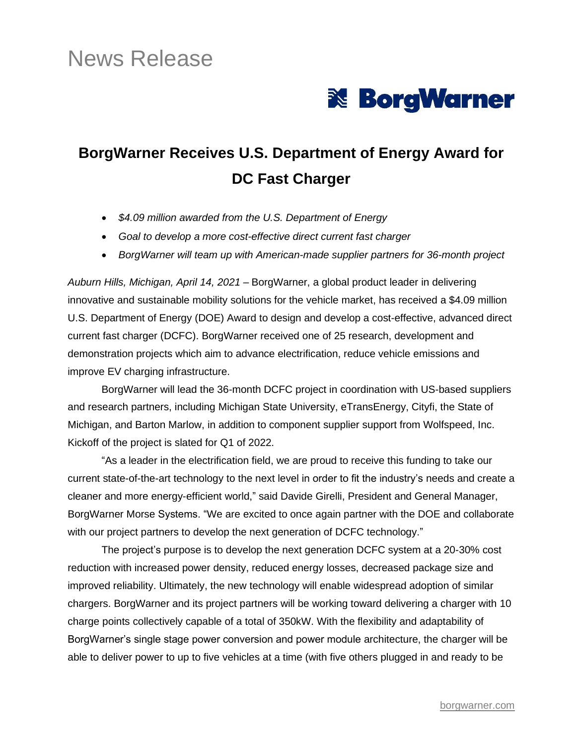News Release

BorgWarner

# BorgWarner Receives U.S. Department of Energy Award for DC Fast Charger

- *$4.09 million awarded from the U.S. Department of Energy*
- *Goal to develop a more cost-effective direct current fast charger*
- *BorgWarner will team up with American-made supplier partners for 36-month project*

*Auburn Hills, Michigan, April 14, 2021* – BorgWarner, a global product leader in delivering innovative and sustainable mobility solutions for the vehicle market, has received a $4.09 million U.S. Department of Energy (DOE) Award to design and develop a cost-effective, advanced direct current fast charger (DCFC). BorgWarner received one of 25 research, development and demonstration projects which aim to advance electrification, reduce vehicle emissions and improve EV charging infrastructure.

BorgWarner will lead the 36-month DCFC project in coordination with US-based suppliers and research partners, including Michigan State University, eTransEnergy, Cityfi, the State of Michigan, and Barton Marlow, in addition to component supplier support from Wolfspeed, Inc. Kickoff of the project is slated for Q1 of 2022.

"As a leader in the electrification field, we are proud to receive this funding to take our current state-of-the-art technology to the next level in order to fit the industry's needs and create a cleaner and more energy-efficient world," said Davide Girelli, President and General Manager, BorgWarner Morse Systems. "We are excited to once again partner with the DOE and collaborate with our project partners to develop the next generation of DCFC technology."

The project's purpose is to develop the next generation DCFC system at a 20-30% cost reduction with increased power density, reduced energy losses, decreased package size and improved reliability. Ultimately, the new technology will enable widespread adoption of similar chargers. BorgWarner and its project partners will be working toward delivering a charger with 10 charge points collectively capable of a total of 350kW. With the flexibility and adaptability of BorgWarner's single stage power conversion and power module architecture, the charger will be able to deliver power to up to five vehicles at a time (with five others plugged in and ready to be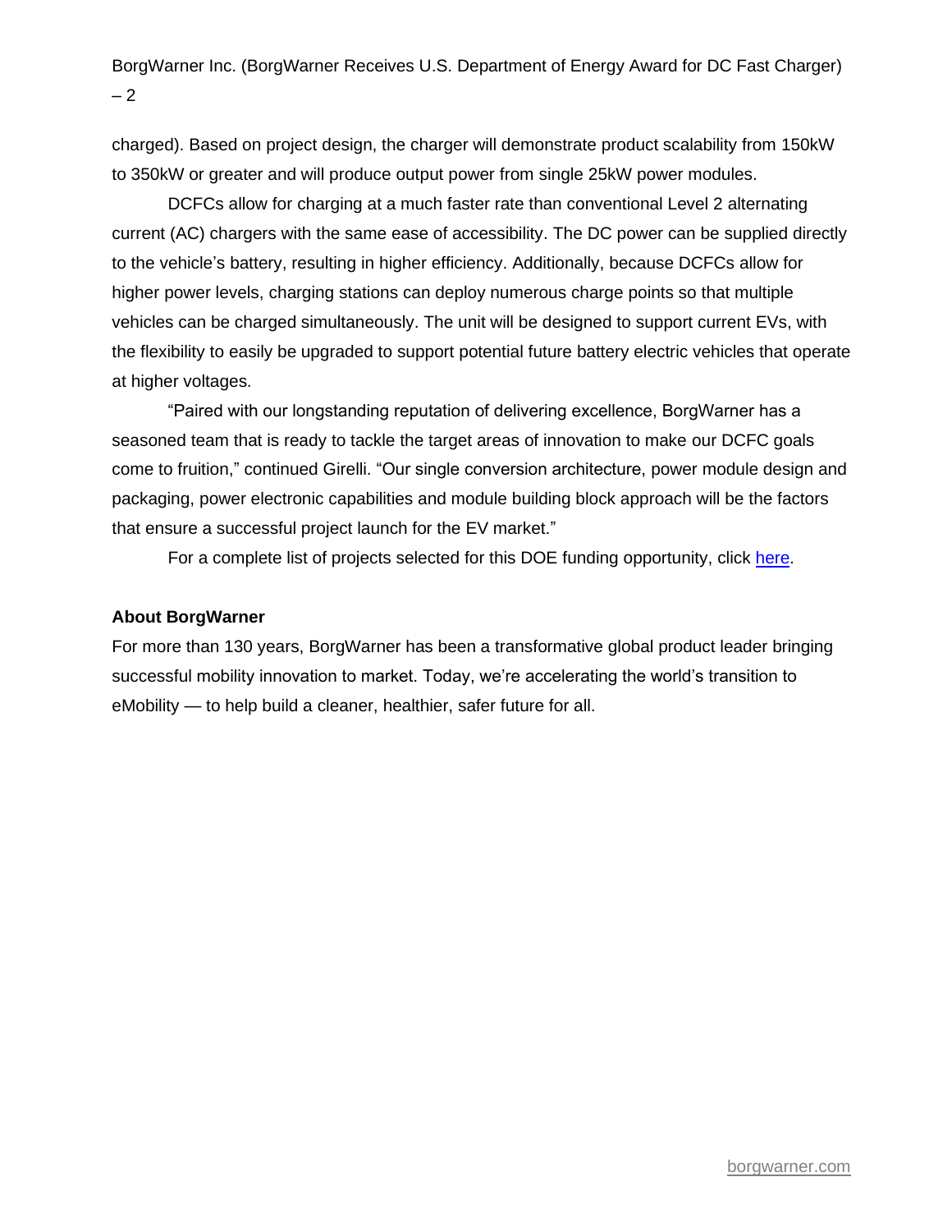charged). Based on project design, the charger will demonstrate product scalability from 150kW to 350kW or greater and will produce output power from single 25kW power modules.

DCFCs allow for charging at a much faster rate than conventional Level 2 alternating current (AC) chargers with the same ease of accessibility. The DC power can be supplied directly to the vehicle's battery, resulting in higher efficiency. Additionally, because DCFCs allow for higher power levels, charging stations can deploy numerous charge points so that multiple vehicles can be charged simultaneously. The unit will be designed to support current EVs, with the flexibility to easily be upgraded to support potential future battery electric vehicles that operate at higher voltages.

"Paired with our longstanding reputation of delivering excellence, BorgWarner has a seasoned team that is ready to tackle the target areas of innovation to make our DCFC goals come to fruition," continued Girelli. "Our single conversion architecture, power module design and packaging, power electronic capabilities and module building block approach will be the factors that ensure a successful project launch for the EV market."

For a complete list of projects selected for this DOE funding opportunity, click here.

**About BorgWarner**

For more than 130 years, BorgWarner has been a transformative global product leader bringing successful mobility innovation to market. Today, we're accelerating the world's transition to eMobility — to help build a cleaner, healthier, safer future for all.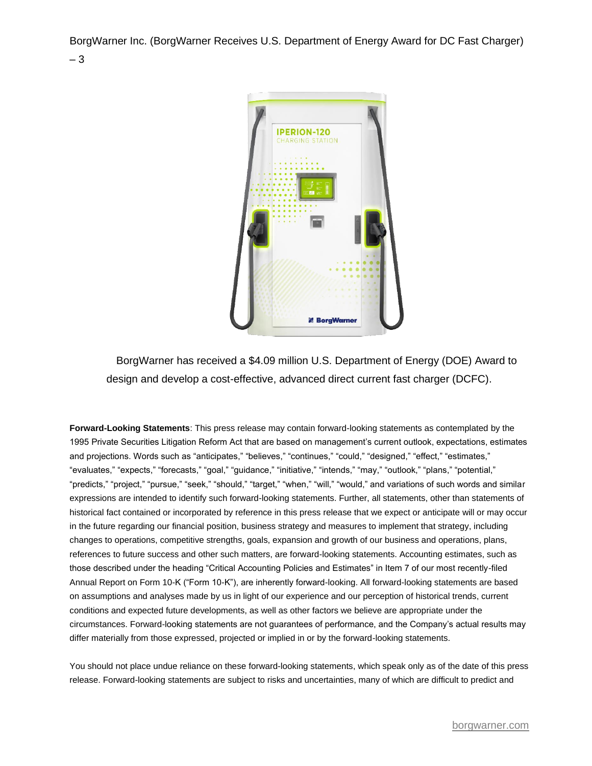BorgWarner has received a $4.09 million U.S. Department of Energy (DOE) Award to design and develop a cost-effective, advanced direct current fast charger (DCFC).

**Forward-Looking Statements**: This press release may contain forward-looking statements as contemplated by the 1995 Private Securities Litigation Reform Act that are based on management's current outlook, expectations, estimates and projections. Words such as "anticipates," "believes," "continues," "could," "designed," "effect," "estimates," "evaluates," "expects," "forecasts," "goal," "guidance," "initiative," "intends," "may," "outlook," "plans," "potential," "predicts," "project," "pursue," "seek," "should," "target," "when," "will," "would," and variations of such words and similar expressions are intended to identify such forward-looking statements. Further, all statements, other than statements of historical fact contained or incorporated by reference in this press release that we expect or anticipate will or may occur in the future regarding our financial position, business strategy and measures to implement that strategy, including changes to operations, competitive strengths, goals, expansion and growth of our business and operations, plans, references to future success and other such matters, are forward-looking statements. Accounting estimates, such as those described under the heading "Critical Accounting Policies and Estimates" in Item 7 of our most recently-filed Annual Report on Form 10-K ("Form 10-K"), are inherently forward-looking. All forward-looking statements are based on assumptions and analyses made by us in light of our experience and our perception of historical trends, current conditions and expected future developments, as well as other factors we believe are appropriate under the circumstances. Forward-looking statements are not guarantees of performance, and the Company's actual results may differ materially from those expressed, projected or implied in or by the forward-looking statements.

You should not place undue reliance on these forward-looking statements, which speak only as of the date of this press release. Forward-looking statements are subject to risks and uncertainties, many of which are difficult to predict and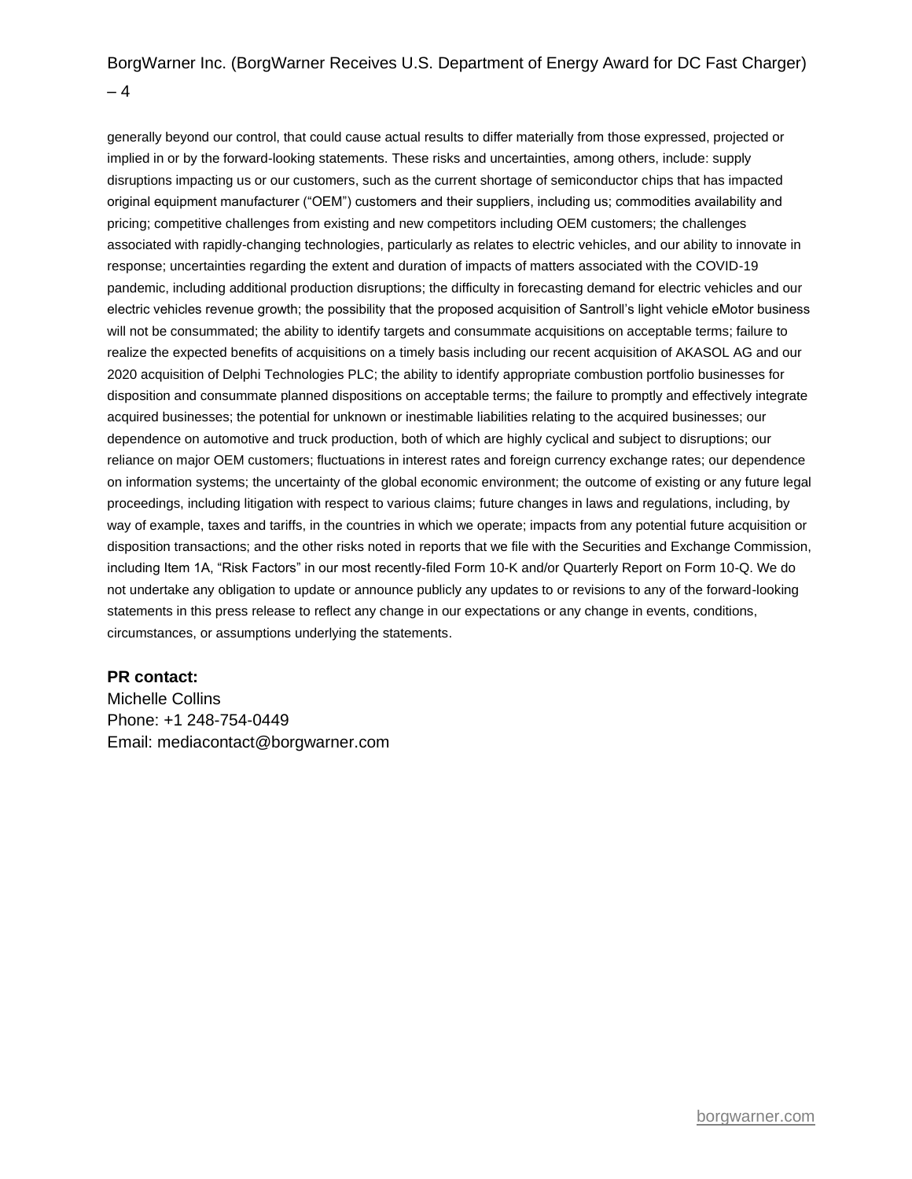generally beyond our control, that could cause actual results to differ materially from those expressed, projected or implied in or by the forward-looking statements. These risks and uncertainties, among others, include: supply disruptions impacting us or our customers, such as the current shortage of semiconductor chips that has impacted original equipment manufacturer ("OEM") customers and their suppliers, including us; commodities availability and pricing; competitive challenges from existing and new competitors including OEM customers; the challenges associated with rapidly-changing technologies, particularly as relates to electric vehicles, and our ability to innovate in response; uncertainties regarding the extent and duration of impacts of matters associated with the COVID-19 pandemic, including additional production disruptions; the difficulty in forecasting demand for electric vehicles and our electric vehicles revenue growth; the possibility that the proposed acquisition of Santroll's light vehicle eMotor business will not be consummated; the ability to identify targets and consummate acquisitions on acceptable terms; failure to realize the expected benefits of acquisitions on a timely basis including our recent acquisition of AKASOL AG and our 2020 acquisition of Delphi Technologies PLC; the ability to identify appropriate combustion portfolio businesses for disposition and consummate planned dispositions on acceptable terms; the failure to promptly and effectively integrate acquired businesses; the potential for unknown or inestimable liabilities relating to the acquired businesses; our dependence on automotive and truck production, both of which are highly cyclical and subject to disruptions; our reliance on major OEM customers; fluctuations in interest rates and foreign currency exchange rates; our dependence on information systems; the uncertainty of the global economic environment; the outcome of existing or any future legal proceedings, including litigation with respect to various claims; future changes in laws and regulations, including, by way of example, taxes and tariffs, in the countries in which we operate; impacts from any potential future acquisition or disposition transactions; and the other risks noted in reports that we file with the Securities and Exchange Commission, including Item 1A, "Risk Factors" in our most recently-filed Form 10-K and/or Quarterly Report on Form 10-Q. We do not undertake any obligation to update or announce publicly any updates to or revisions to any of the forward-looking statements in this press release to reflect any change in our expectations or any change in events, conditions, circumstances, or assumptions underlying the statements.

**PR contact:**
Michelle Collins
Phone: +1 248-754-0449
Email: mediacontact@borgwarner.com